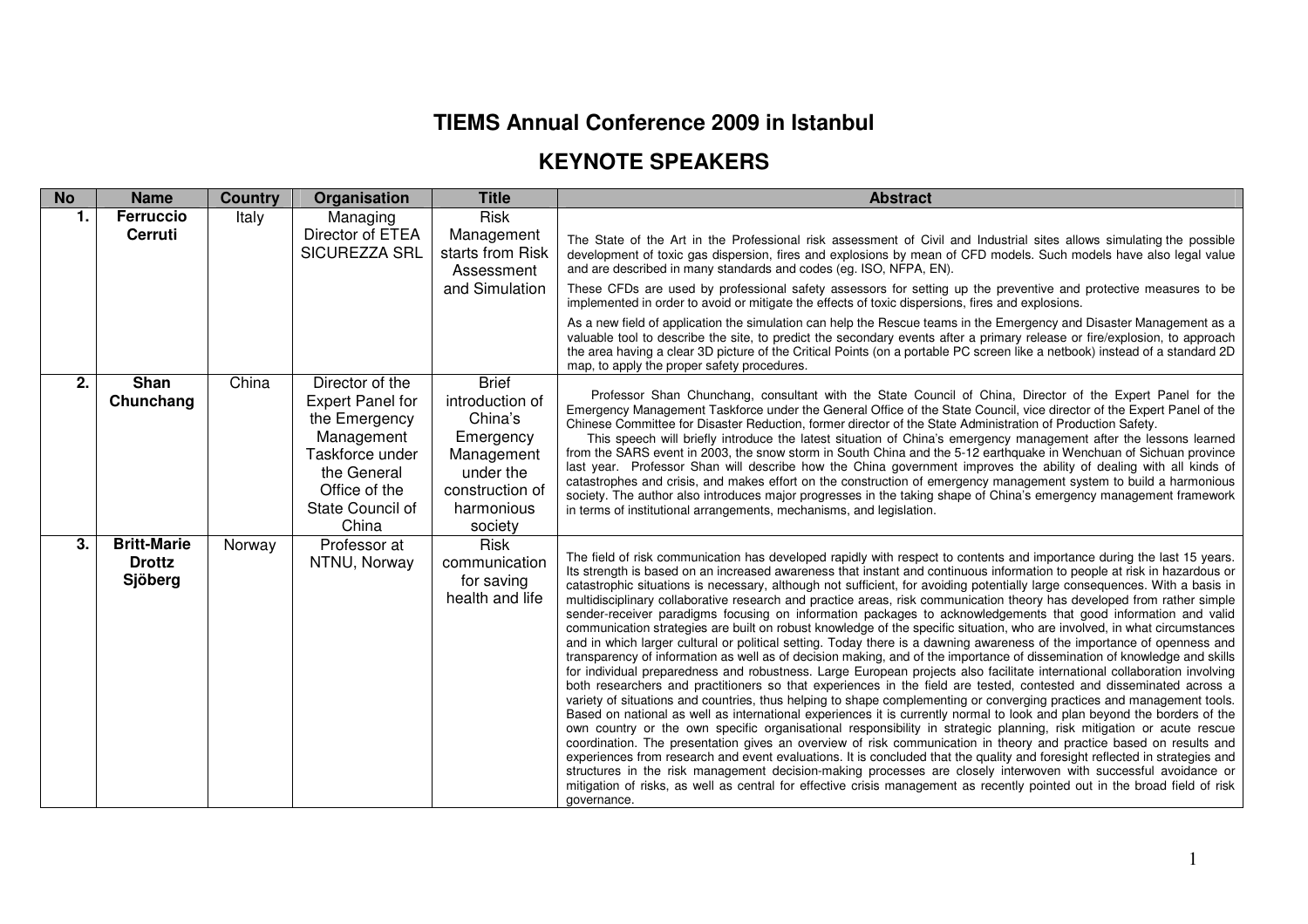# TIEMS Annual Conference 2009 in Istanbul

## KEYNOTE SPEAKERS

| No | Name | Country | Organisation | Title | Abstract |
|---|---|---|---|---|---|
| 1. | **Ferruccio Cerruti** | Italy | Managing Director of ETEA SICUREZZA SRL | Risk Management starts from Risk Assessment and Simulation | The State of the Art in the Professional risk assessment of Civil and Industrial sites allows simulating the possible development of toxic gas dispersion, fires and explosions by mean of CFD models. Such models have also legal value and are described in many standards and codes (eg. ISO, NFPA, EN).<br>These CFDs are used by professional safety assessors for setting up the preventive and protective measures to be implemented in order to avoid or mitigate the effects of toxic dispersions, fires and explosions.<br>As a new field of application the simulation can help the Rescue teams in the Emergency and Disaster Management as a valuable tool to describe the site, to predict the secondary events after a primary release or fire/explosion, to approach the area having a clear 3D picture of the Critical Points (on a portable PC screen like a netbook) instead of a standard 2D map, to apply the proper safety procedures. |
| 2. | **Shan Chunchang** | China | Director of the Expert Panel for the Emergency Management Taskforce under the General Office of the State Council of China | Brief introduction of China's Emergency Management under the construction of harmonious society | Professor Shan Chunchang, consultant with the State Council of China, Director of the Expert Panel for the Emergency Management Taskforce under the General Office of the State Council, vice director of the Expert Panel of the Chinese Committee for Disaster Reduction, former director of the State Administration of Production Safety.<br>This speech will briefly introduce the latest situation of China's emergency management after the lessons learned from the SARS event in 2003, the snow storm in South China and the 5-12 earthquake in Wenchuan of Sichuan province last year. Professor Shan will describe how the China government improves the ability of dealing with all kinds of catastrophes and crisis, and makes effort on the construction of emergency management system to build a harmonious society. The author also introduces major progresses in the taking shape of China's emergency management framework in terms of institutional arrangements, mechanisms, and legislation. |
| 3. | **Britt-Marie Drottz Sjöberg** | Norway | Professor at NTNU, Norway | Risk communication for saving health and life | The field of risk communication has developed rapidly with respect to contents and importance during the last 15 years. Its strength is based on an increased awareness that instant and continuous information to people at risk in hazardous or catastrophic situations is necessary, although not sufficient, for avoiding potentially large consequences. With a basis in multidisciplinary collaborative research and practice areas, risk communication theory has developed from rather simple sender-receiver paradigms focusing on information packages to acknowledgements that good information and valid communication strategies are built on robust knowledge of the specific situation, who are involved, in what circumstances and in which larger cultural or political setting. Today there is a dawning awareness of the importance of openness and transparency of information as well as of decision making, and of the importance of dissemination of knowledge and skills for individual preparedness and robustness. Large European projects also facilitate international collaboration involving both researchers and practitioners so that experiences in the field are tested, contested and disseminated across a variety of situations and countries, thus helping to shape complementing or converging practices and management tools. Based on national as well as international experiences it is currently normal to look and plan beyond the borders of the own country or the own specific organisational responsibility in strategic planning, risk mitigation or acute rescue coordination. The presentation gives an overview of risk communication in theory and practice based on results and experiences from research and event evaluations. It is concluded that the quality and foresight reflected in strategies and structures in the risk management decision-making processes are closely interwoven with successful avoidance or mitigation of risks, as well as central for effective crisis management as recently pointed out in the broad field of risk governance. |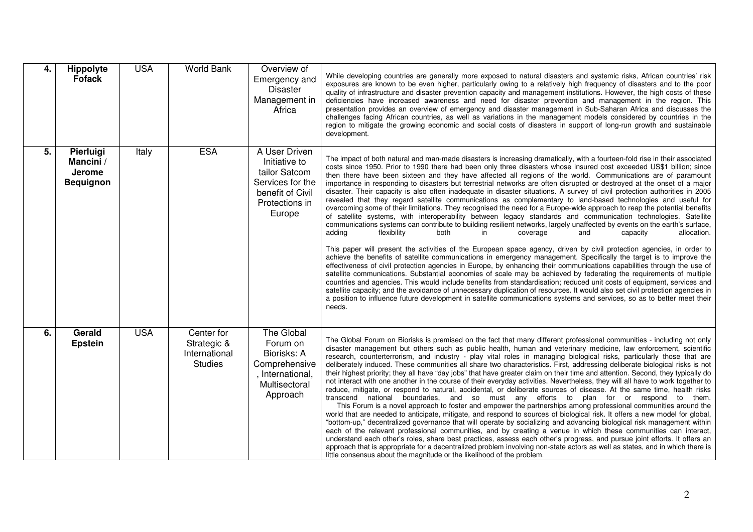| 4. | **Hippolyte Fofack** | USA | World Bank | Overview of Emergency and Disaster Management in Africa | While developing countries are generally more exposed to natural disasters and systemic risks, African countries' risk exposures are known to be even higher, particularly owing to a relatively high frequency of disasters and to the poor quality of infrastructure and disaster prevention capacity and management institutions. However, the high costs of these deficiencies have increased awareness and need for disaster prevention and management in the region. This presentation provides an overview of emergency and disaster management in Sub-Saharan Africa and discusses the challenges facing African countries, as well as variations in the management models considered by countries in the region to mitigate the growing economic and social costs of disasters in support of long-run growth and sustainable development. |
|---|---|---|---|---|---|
| 5. | **Pierluigi Mancini / Jerome Bequignon** | Italy | ESA | A User Driven Initiative to tailor Satcom Services for the benefit of Civil Protections in Europe | The impact of both natural and man-made disasters is increasing dramatically, with a fourteen-fold rise in their associated costs since 1950. Prior to 1990 there had been only three disasters whose insured cost exceeded US$1 billion; since then there have been sixteen and they have affected all regions of the world. Communications are of paramount importance in responding to disasters but terrestrial networks are often disrupted or destroyed at the onset of a major disaster. Their capacity is also often inadequate in disaster situations. A survey of civil protection authorities in 2005 revealed that they regard satellite communications as complementary to land-based technologies and useful for overcoming some of their limitations. They recognised the need for a Europe-wide approach to reap the potential benefits of satellite systems, with interoperability between legacy standards and communication technologies. Satellite communications systems can contribute to building resilient networks, largely unaffected by events on the earth's surface, adding flexibility both in coverage and capacity allocation.<br><br>This paper will present the activities of the European space agency, driven by civil protection agencies, in order to achieve the benefits of satellite communications in emergency management. Specifically the target is to improve the effectiveness of civil protection agencies in Europe, by enhancing their communications capabilities through the use of satellite communications. Substantial economies of scale may be achieved by federating the requirements of multiple countries and agencies. This would include benefits from standardisation; reduced unit costs of equipment, services and satellite capacity; and the avoidance of unnecessary duplication of resources. It would also set civil protection agencies in a position to influence future development in satellite communications systems and services, so as to better meet their needs. |
| 6. | **Gerald Epstein** | USA | Center for Strategic & International Studies | The Global Forum on Biorisks: A Comprehensive, International, Multisectoral Approach | The Global Forum on Biorisks is premised on the fact that many different professional communities - including not only disaster management but others such as public health, human and veterinary medicine, law enforcement, scientific research, counterterrorism, and industry - play vital roles in managing biological risks, particularly those that are deliberately induced. These communities all share two characteristics. First, addressing deliberate biological risks is not their highest priority; they all have "day jobs" that have greater claim on their time and attention. Second, they typically do not interact with one another in the course of their everyday activities. Nevertheless, they will all have to work together to reduce, mitigate, or respond to natural, accidental, or deliberate sources of disease. At the same time, health risks transcend national boundaries, and so must any efforts to plan for or respond to them.<br>This Forum is a novel approach to foster and empower the partnerships among professional communities around the world that are needed to anticipate, mitigate, and respond to sources of biological risk. It offers a new model for global, "bottom-up," decentralized governance that will operate by socializing and advancing biological risk management within each of the relevant professional communities, and by creating a venue in which these communities can interact, understand each other's roles, share best practices, assess each other's progress, and pursue joint efforts. It offers an approach that is appropriate for a decentralized problem involving non-state actors as well as states, and in which there is little consensus about the magnitude or the likelihood of the problem. |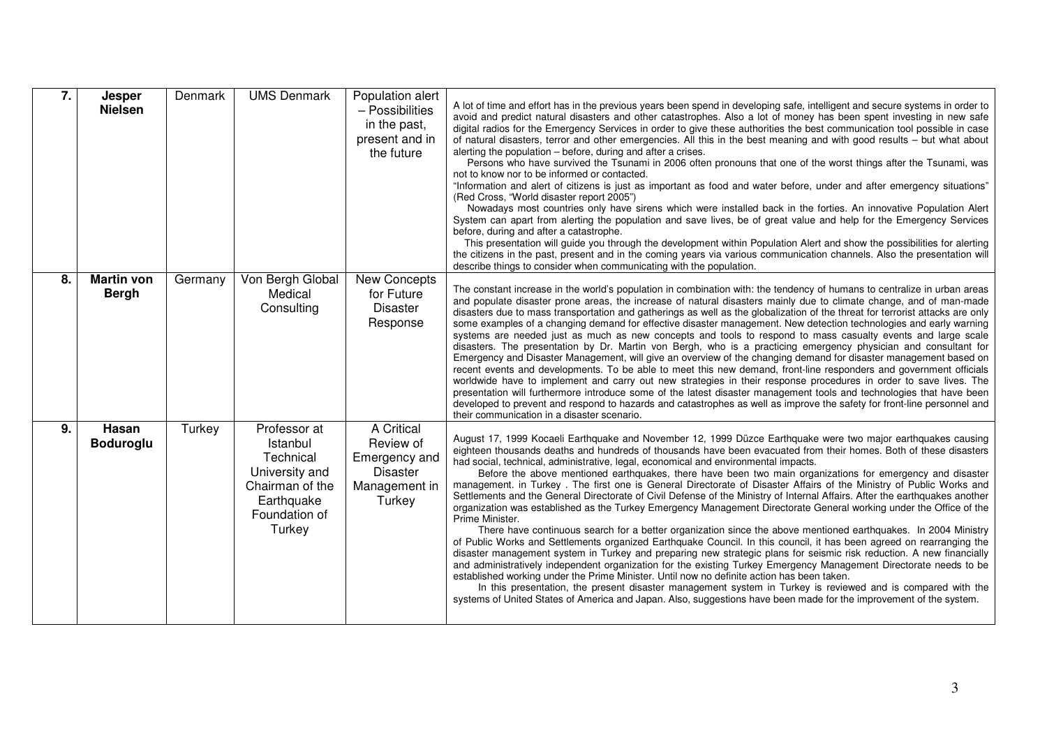| | | | | | |
|---|---|---|---|---|---|
| **7.** | **Jesper Nielsen** | Denmark | UMS Denmark | Population alert – Possibilities in the past, present and in the future | A lot of time and effort has in the previous years been spend in developing safe, intelligent and secure systems in order to avoid and predict natural disasters and other catastrophes. Also a lot of money has been spent investing in new safe digital radios for the Emergency Services in order to give these authorities the best communication tool possible in case of natural disasters, terror and other emergencies. All this in the best meaning and with good results – but what about alerting the population – before, during and after a crises.<br>Persons who have survived the Tsunami in 2006 often pronouns that one of the worst things after the Tsunami, was not to know nor to be informed or contacted.<br>"Information and alert of citizens is just as important as food and water before, under and after emergency situations" (Red Cross, "World disaster report 2005")<br>Nowadays most countries only have sirens which were installed back in the forties. An innovative Population Alert System can apart from alerting the population and save lives, be of great value and help for the Emergency Services before, during and after a catastrophe.<br>This presentation will guide you through the development within Population Alert and show the possibilities for alerting the citizens in the past, present and in the coming years via various communication channels. Also the presentation will describe things to consider when communicating with the population. |
| **8.** | **Martin von Bergh** | Germany | Von Bergh Global Medical Consulting | New Concepts for Future Disaster Response | The constant increase in the world's population in combination with: the tendency of humans to centralize in urban areas and populate disaster prone areas, the increase of natural disasters mainly due to climate change, and of man-made disasters due to mass transportation and gatherings as well as the globalization of the threat for terrorist attacks are only some examples of a changing demand for effective disaster management. New detection technologies and early warning systems are needed just as much as new concepts and tools to respond to mass casualty events and large scale disasters. The presentation by Dr. Martin von Bergh, who is a practicing emergency physician and consultant for Emergency and Disaster Management, will give an overview of the changing demand for disaster management based on recent events and developments. To be able to meet this new demand, front-line responders and government officials worldwide have to implement and carry out new strategies in their response procedures in order to save lives. The presentation will furthermore introduce some of the latest disaster management tools and technologies that have been developed to prevent and respond to hazards and catastrophes as well as improve the safety for front-line personnel and their communication in a disaster scenario. |
| **9.** | **Hasan Boduroglu** | Turkey | Professor at Istanbul Technical University and Chairman of the Earthquake Foundation of Turkey | A Critical Review of Emergency and Disaster Management in Turkey | August 17, 1999 Kocaeli Earthquake and November 12, 1999 Düzce Earthquake were two major earthquakes causing eighteen thousands deaths and hundreds of thousands have been evacuated from their homes. Both of these disasters had social, technical, administrative, legal, economical and environmental impacts.<br>Before the above mentioned earthquakes, there have been two main organizations for emergency and disaster management. in Turkey . The first one is General Directorate of Disaster Affairs of the Ministry of Public Works and Settlements and the General Directorate of Civil Defense of the Ministry of Internal Affairs. After the earthquakes another organization was established as the Turkey Emergency Management Directorate General working under the Office of the Prime Minister.<br>There have continuous search for a better organization since the above mentioned earthquakes. In 2004 Ministry of Public Works and Settlements organized Earthquake Council. In this council, it has been agreed on rearranging the disaster management system in Turkey and preparing new strategic plans for seismic risk reduction. A new financially and administratively independent organization for the existing Turkey Emergency Management Directorate needs to be established working under the Prime Minister. Until now no definite action has been taken.<br>In this presentation, the present disaster management system in Turkey is reviewed and is compared with the systems of United States of America and Japan. Also, suggestions have been made for the improvement of the system. |